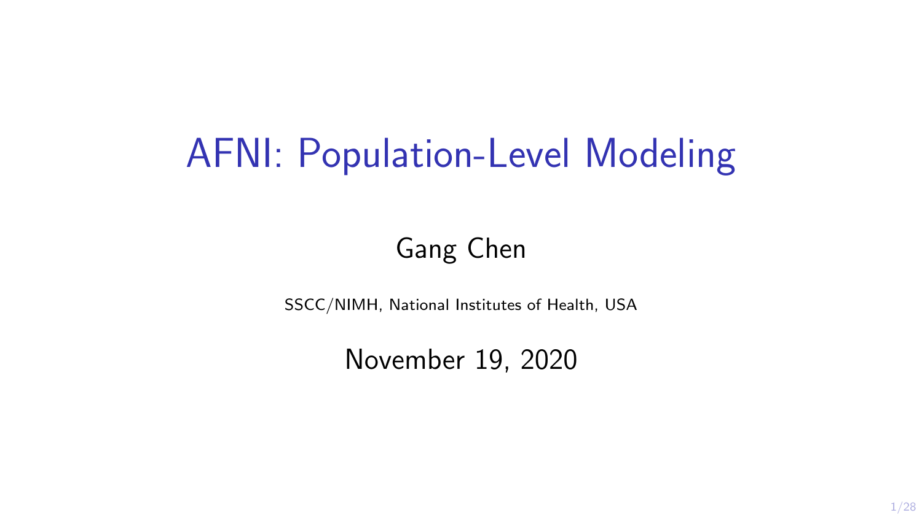# AFNI: Population-Level Modeling

Gang Chen

SSCC/NIMH, National Institutes of Health, USA

November 19, 2020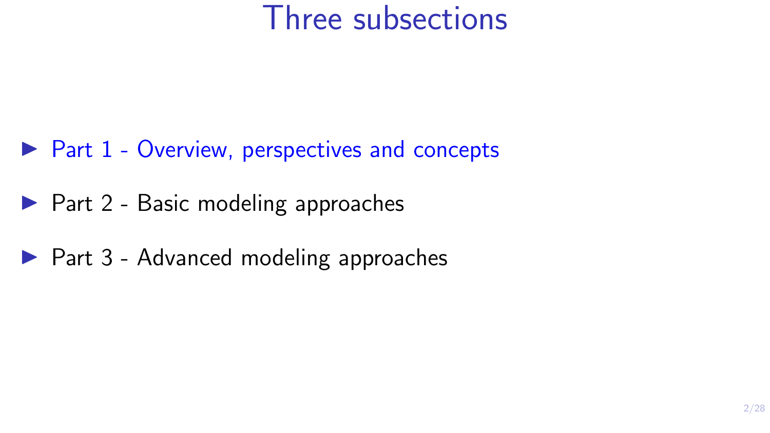# Three subsections

- Part 1 - Overview, perspectives and concepts
- Part 2 - Basic modeling approaches
- Part 3 - Advanced modeling approaches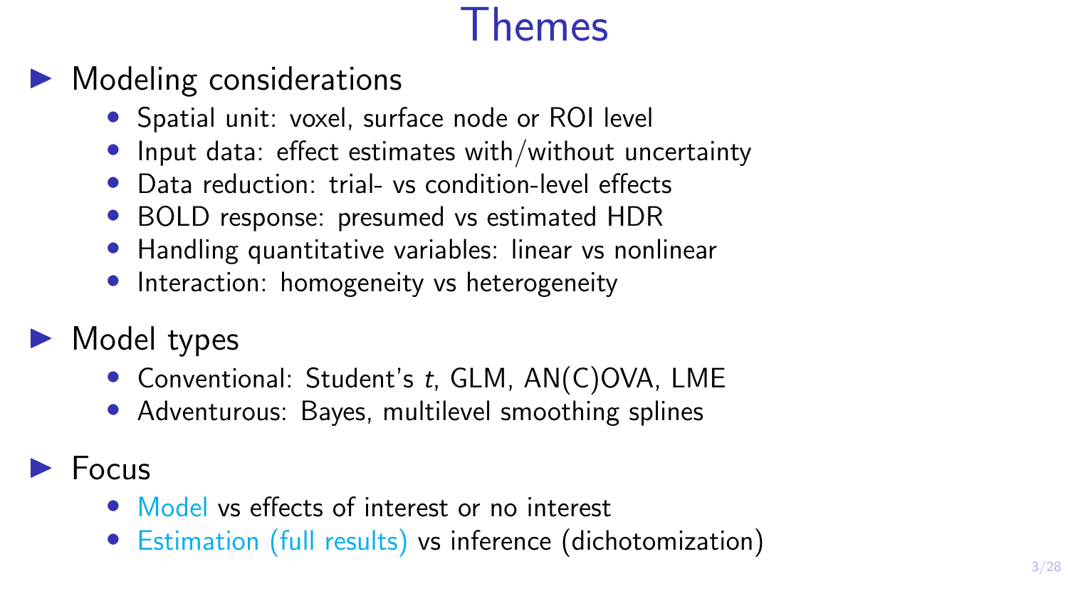# Themes

- Modeling considerations
  - Spatial unit: voxel, surface node or ROI level
  - Input data: effect estimates with/without uncertainty
  - Data reduction: trial- vs condition-level effects
  - BOLD response: presumed vs estimated HDR
  - Handling quantitative variables: linear vs nonlinear
  - Interaction: homogeneity vs heterogeneity
- Model types
  - Conventional: Student's *t*, GLM, AN(C)OVA, LME
  - Adventurous: Bayes, multilevel smoothing splines
- Focus
  - Model vs effects of interest or no interest
  - Estimation (full results) vs inference (dichotomization)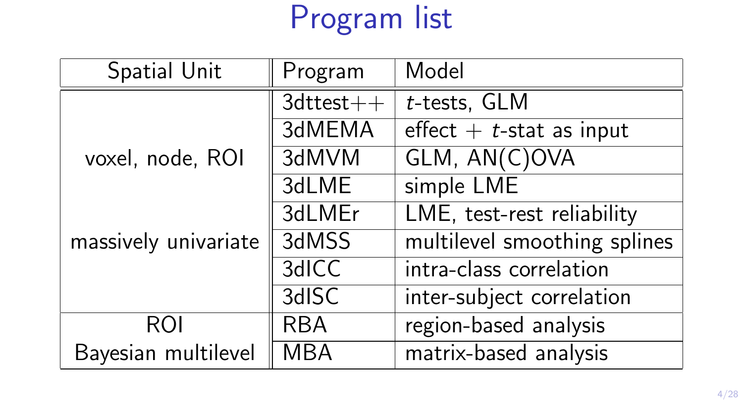# Program list

| Spatial Unit | Program | Model |
|---|---|---|
| voxel, node, ROI<br><br>massively univariate | 3dttest++ | $t$-tests, GLM |
| | 3dMEMA | effect + $t$-stat as input |
| | 3dMVM | GLM, AN(C)OVA |
| | 3dLME | simple LME |
| | 3dLMEr | LME, test-rest reliability |
| | 3dMSS | multilevel smoothing splines |
| | 3dICC | intra-class correlation |
| | 3dISC | inter-subject correlation |
| ROI<br>Bayesian multilevel | RBA | region-based analysis |
| | MBA | matrix-based analysis |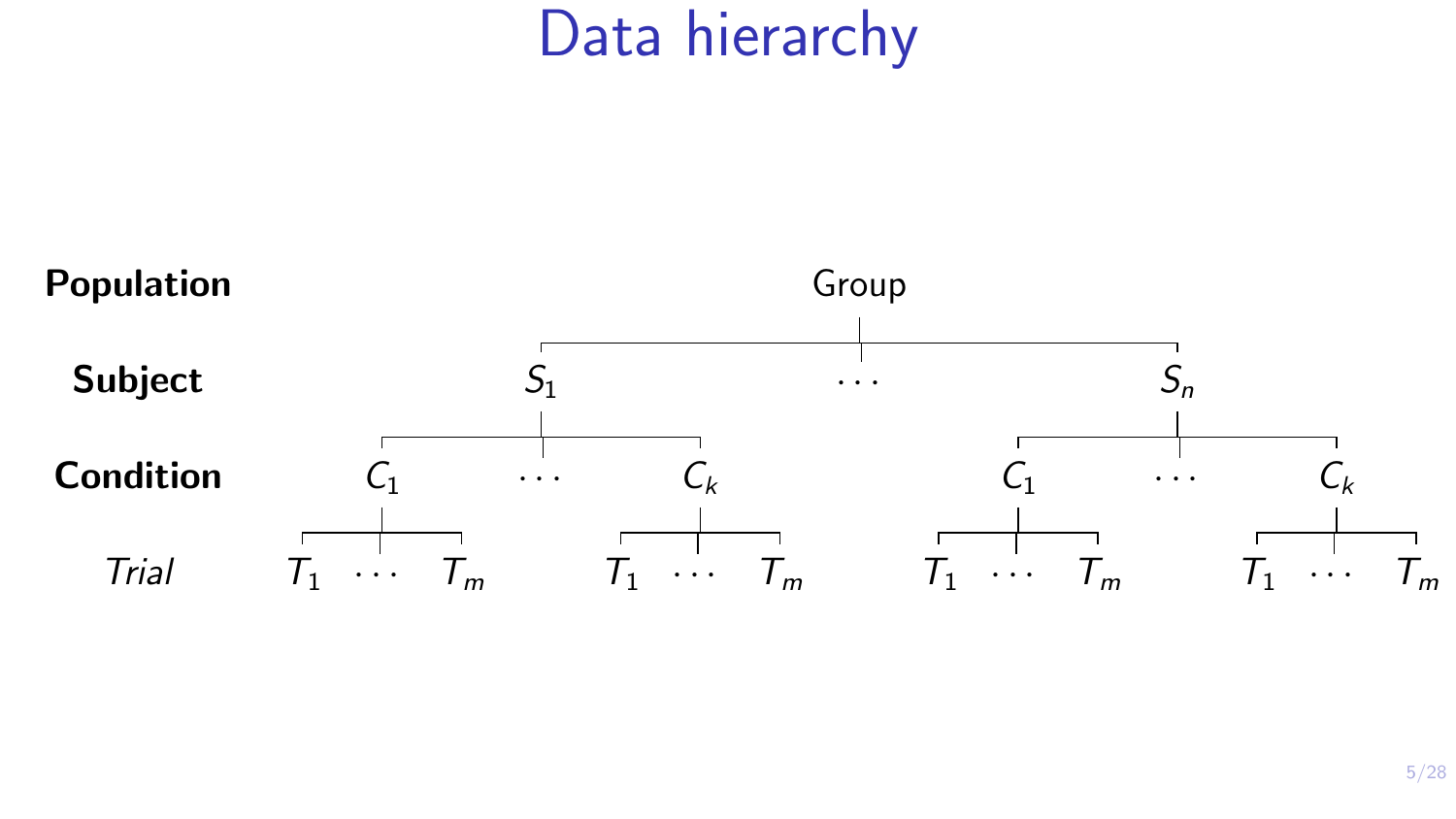# Data hierarchy

| | | | | | | | | | | | | | | | |
|---|---|---|---|---|---|---|---|---|---|---|---|---|---|---|---|
| **Population** | Group | | | | | | | | | | | | | | |
| **Subject** | $S_1$ | | | | | | $\cdots$ | | $S_n$ | | | | | | |
| **Condition** | $C_1$ | | $\cdots$ | $C_k$ | | | | | $C_1$ | | $\cdots$ | $C_k$ | | | |
| *Trial* | $T_1$ | $\cdots$ | $T_m$ | $T_1$ | $\cdots$ | $T_m$ | | | $T_1$ | $\cdots$ | $T_m$ | $T_1$ | $\cdots$ | $T_m$ | |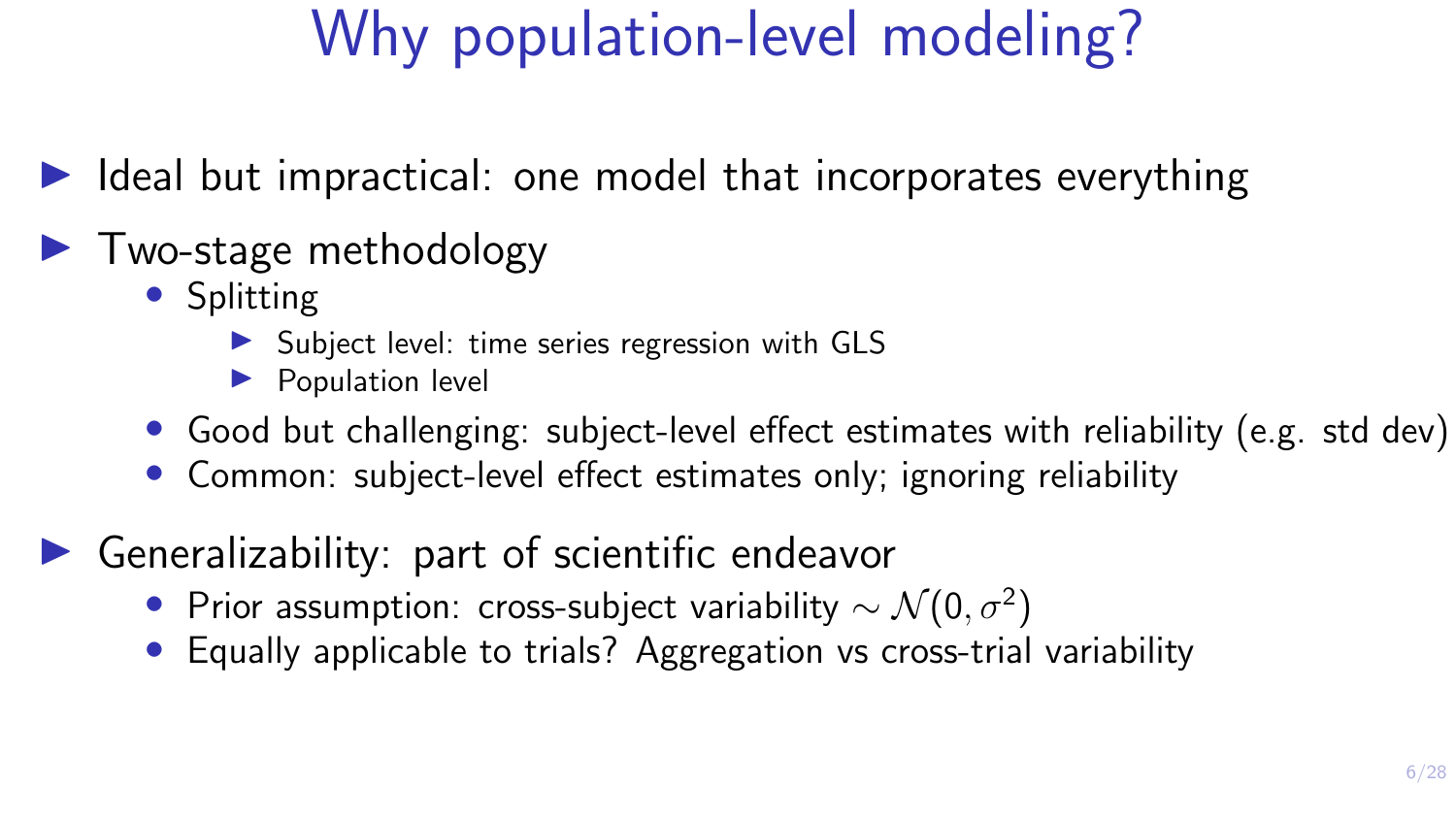# Why population-level modeling?

- Ideal but impractical: one model that incorporates everything
- Two-stage methodology
  - Splitting
    - Subject level: time series regression with GLS
    - Population level
  - Good but challenging: subject-level effect estimates with reliability (e.g. std dev)
  - Common: subject-level effect estimates only; ignoring reliability
- Generalizability: part of scientific endeavor
  - Prior assumption: cross-subject variability $\sim \mathcal{N}(0, \sigma^2)$
  - Equally applicable to trials? Aggregation vs cross-trial variability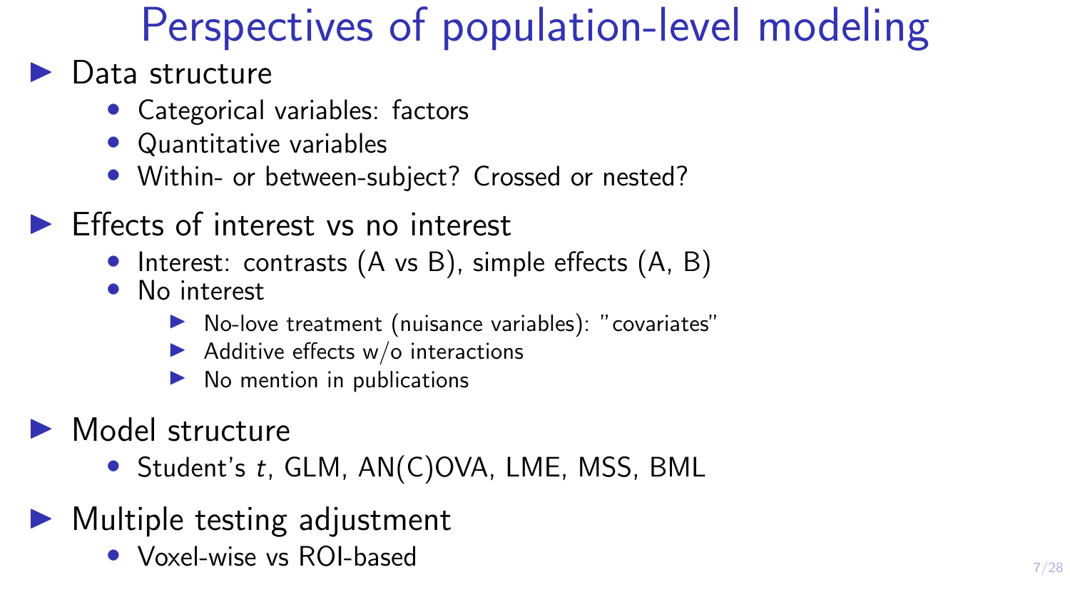# Perspectives of population-level modeling

- Data structure
  - Categorical variables: factors
  - Quantitative variables
  - Within- or between-subject? Crossed or nested?
- Effects of interest vs no interest
  - Interest: contrasts (A vs B), simple effects (A, B)
  - No interest
    - No-love treatment (nuisance variables): "covariates"
    - Additive effects w/o interactions
    - No mention in publications
- Model structure
  - Student's $t$, GLM, AN(C)OVA, LME, MSS, BML
- Multiple testing adjustment
  - Voxel-wise vs ROI-based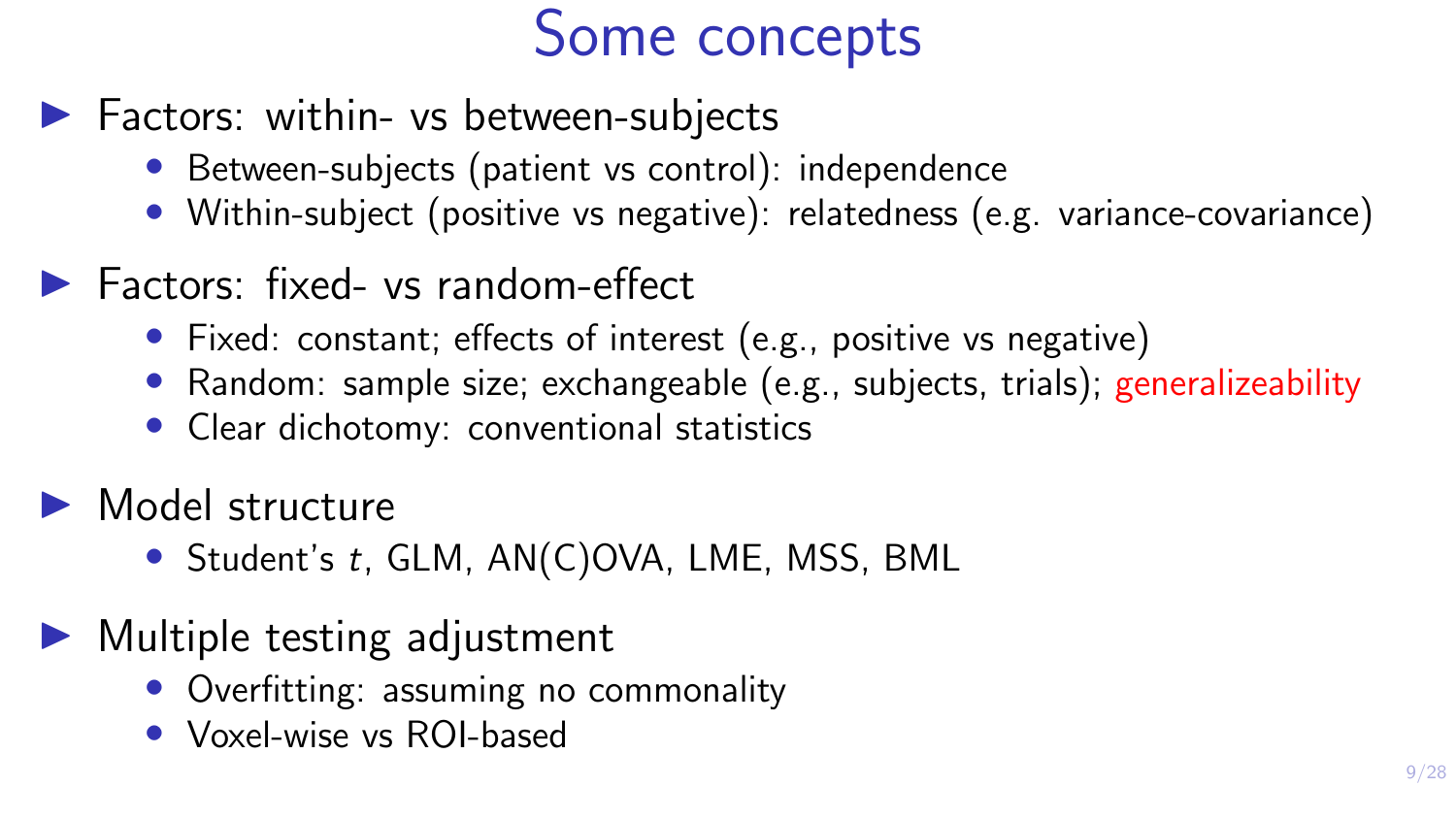# Some concepts

- Factors: within- vs between-subjects
  - Between-subjects (patient vs control): independence
  - Within-subject (positive vs negative): relatedness (e.g. variance-covariance)
- Factors: fixed- vs random-effect
  - Fixed: constant; effects of interest (e.g., positive vs negative)
  - Random: sample size; exchangeable (e.g., subjects, trials); generalizeability
  - Clear dichotomy: conventional statistics
- Model structure
  - Student's $t$, GLM, AN(C)OVA, LME, MSS, BML
- Multiple testing adjustment
  - Overfitting: assuming no commonality
  - Voxel-wise vs ROI-based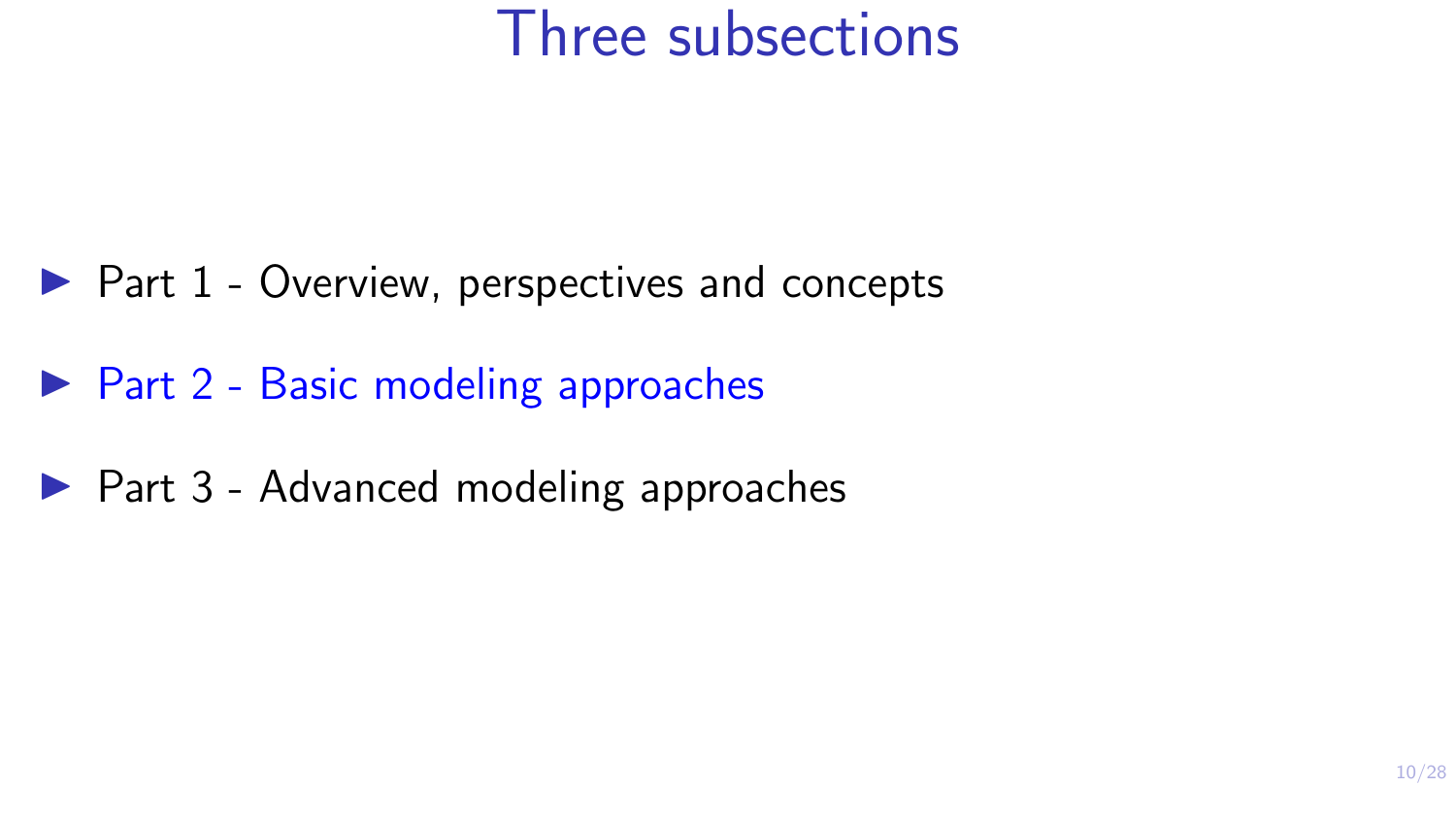# Three subsections

- Part 1 - Overview, perspectives and concepts
- Part 2 - Basic modeling approaches
- Part 3 - Advanced modeling approaches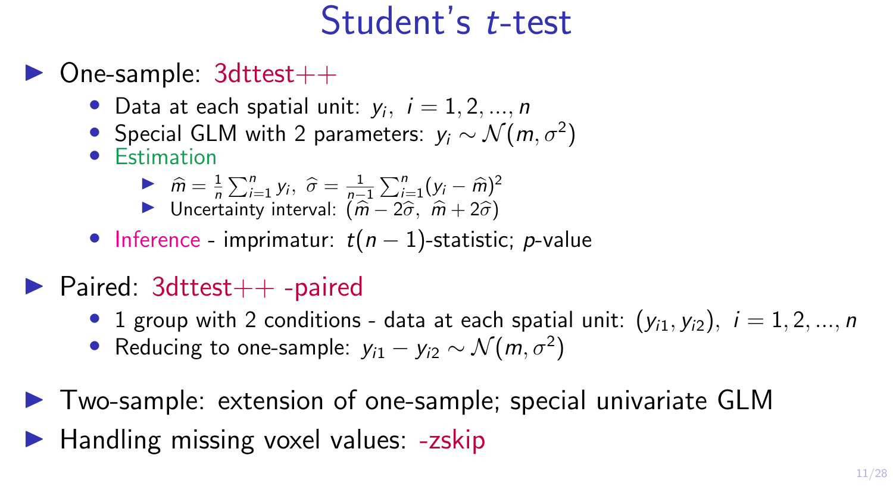# Student's *t*-test

- One-sample: 3dttest++
  - Data at each spatial unit: $y_i, \; i = 1, 2, ..., n$
  - Special GLM with 2 parameters: $y_i \sim \mathcal{N}(m, \sigma^2)$
  - Estimation
    - $\widehat{m} = \frac{1}{n}\sum_{i=1}^{n} y_i, \; \widehat{\sigma} = \frac{1}{n-1}\sum_{i=1}^{n}(y_i - \widehat{m})^2$
    - Uncertainty interval: $(\widehat{m} - 2\widehat{\sigma}, \; \widehat{m} + 2\widehat{\sigma})$
  - Inference - imprimatur: $t(n-1)$-statistic; $p$-value
- Paired: 3dttest++ -paired
  - 1 group with 2 conditions - data at each spatial unit: $(y_{i1}, y_{i2}), \; i = 1, 2, ..., n$
  - Reducing to one-sample: $y_{i1} - y_{i2} \sim \mathcal{N}(m, \sigma^2)$
- Two-sample: extension of one-sample; special univariate GLM
- Handling missing voxel values: -zskip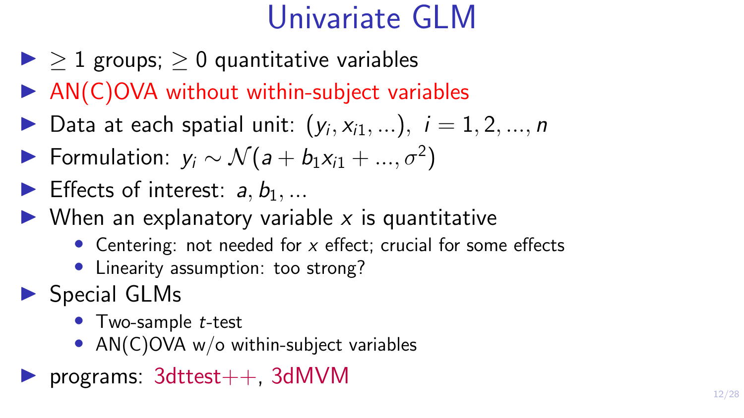# Univariate GLM

- $\geq 1$ groups; $\geq 0$ quantitative variables
- AN(C)OVA without within-subject variables
- Data at each spatial unit: $(y_i, x_{i1}, ...)$, $i = 1, 2, ..., n$
- Formulation: $y_i \sim \mathcal{N}(a + b_1 x_{i1} + ..., \sigma^2)$
- Effects of interest: $a, b_1, ...$
- When an explanatory variable $x$ is quantitative
  - Centering: not needed for $x$ effect; crucial for some effects
  - Linearity assumption: too strong?
- Special GLMs
  - Two-sample $t$-test
  - AN(C)OVA w/o within-subject variables
- programs: 3dttest++, 3dMVM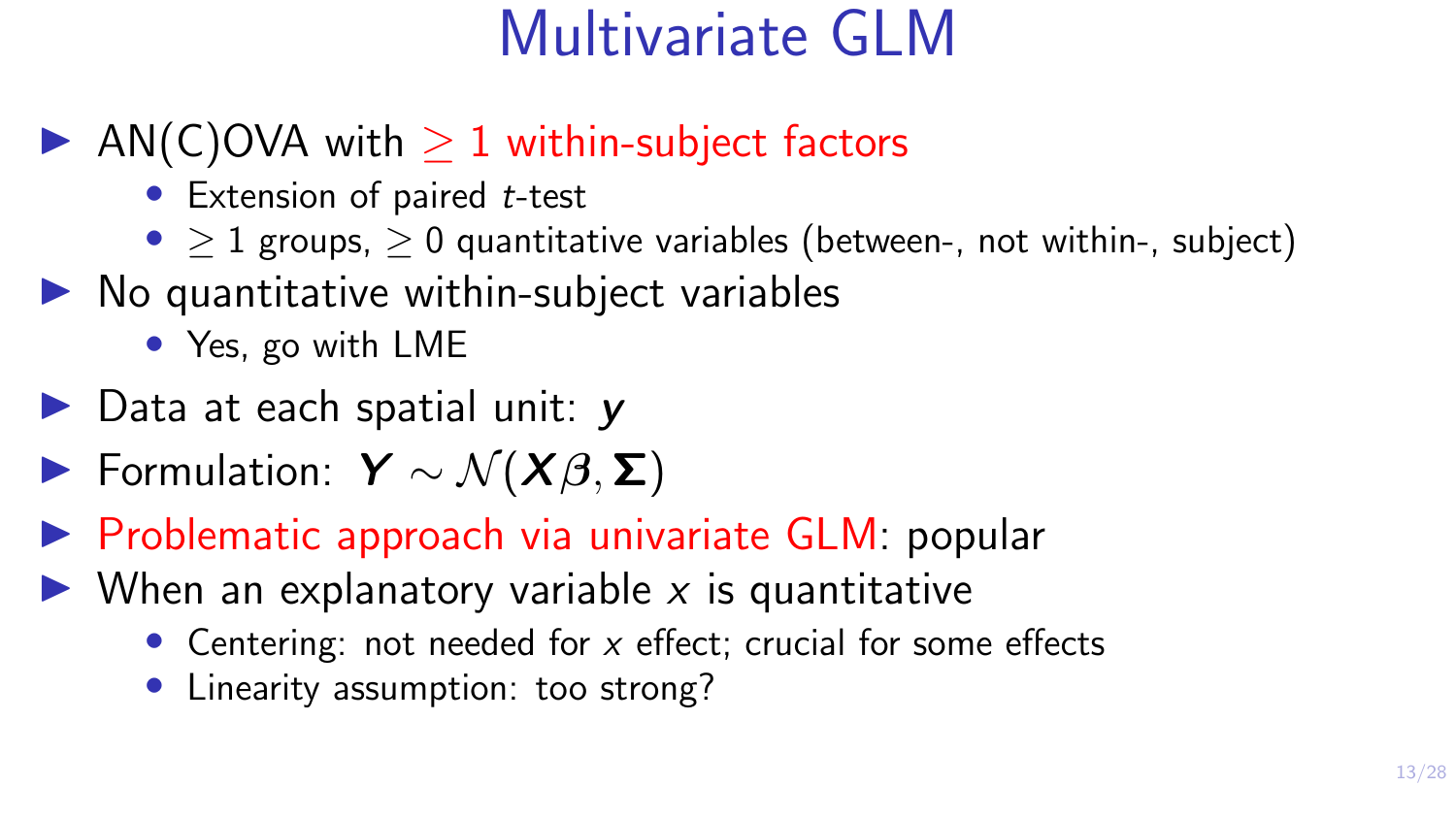# Multivariate GLM

- AN(C)OVA with $\geq 1$ within-subject factors
  - Extension of paired $t$-test
  - $\geq 1$ groups, $\geq 0$ quantitative variables (between-, not within-, subject)
- No quantitative within-subject variables
  - Yes, go with LME
- Data at each spatial unit: $\boldsymbol{y}$
- Formulation: $\boldsymbol{Y} \sim \mathcal{N}(\boldsymbol{X}\boldsymbol{\beta}, \boldsymbol{\Sigma})$
- Problematic approach via univariate GLM: popular
- When an explanatory variable $x$ is quantitative
  - Centering: not needed for $x$ effect; crucial for some effects
  - Linearity assumption: too strong?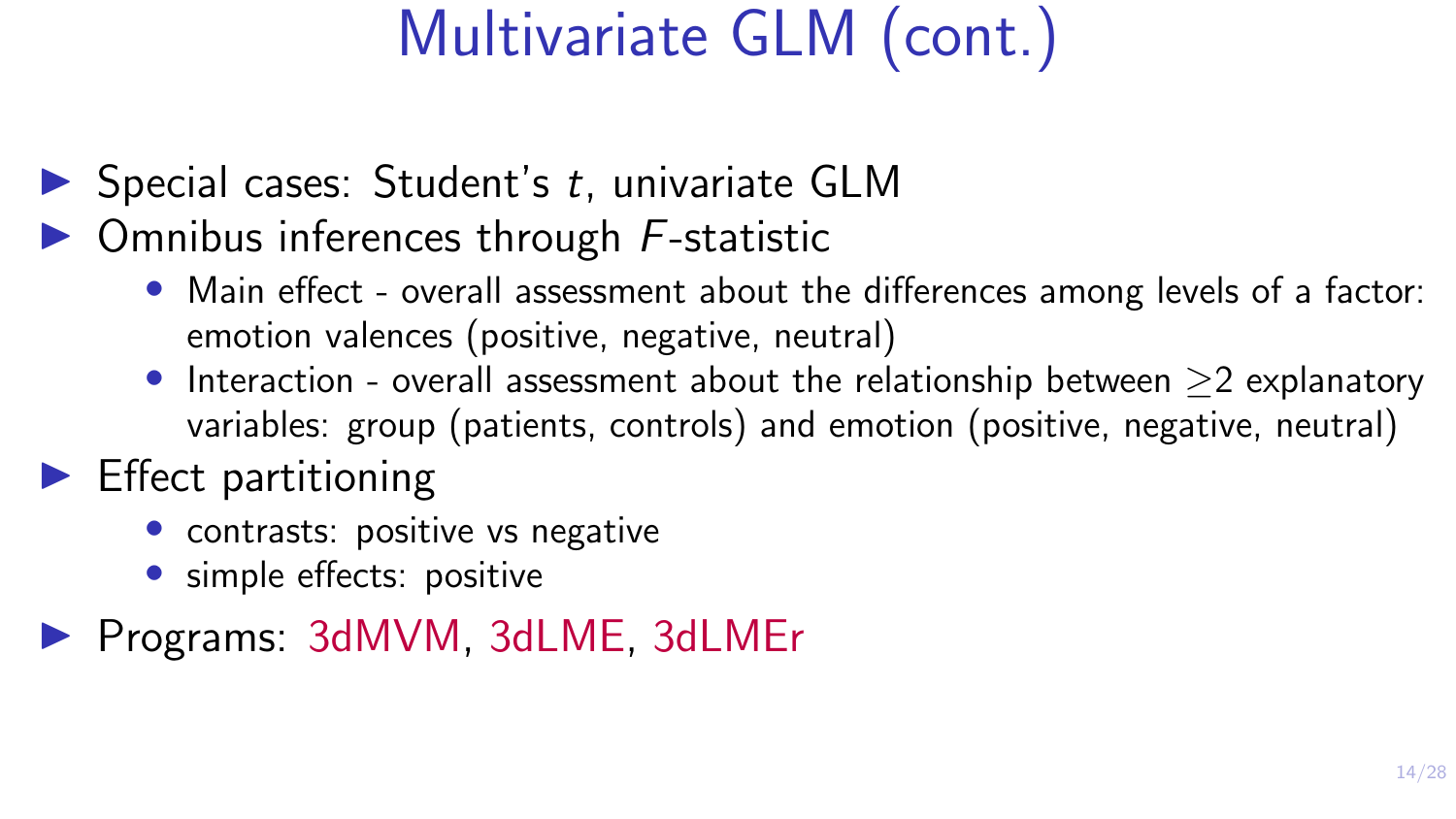# Multivariate GLM (cont.)

- Special cases: Student's $t$, univariate GLM
- Omnibus inferences through $F$-statistic
  - Main effect - overall assessment about the differences among levels of a factor: emotion valences (positive, negative, neutral)
  - Interaction - overall assessment about the relationship between $\geq$2 explanatory variables: group (patients, controls) and emotion (positive, negative, neutral)
- Effect partitioning
  - contrasts: positive vs negative
  - simple effects: positive
- Programs: 3dMVM, 3dLME, 3dLMEr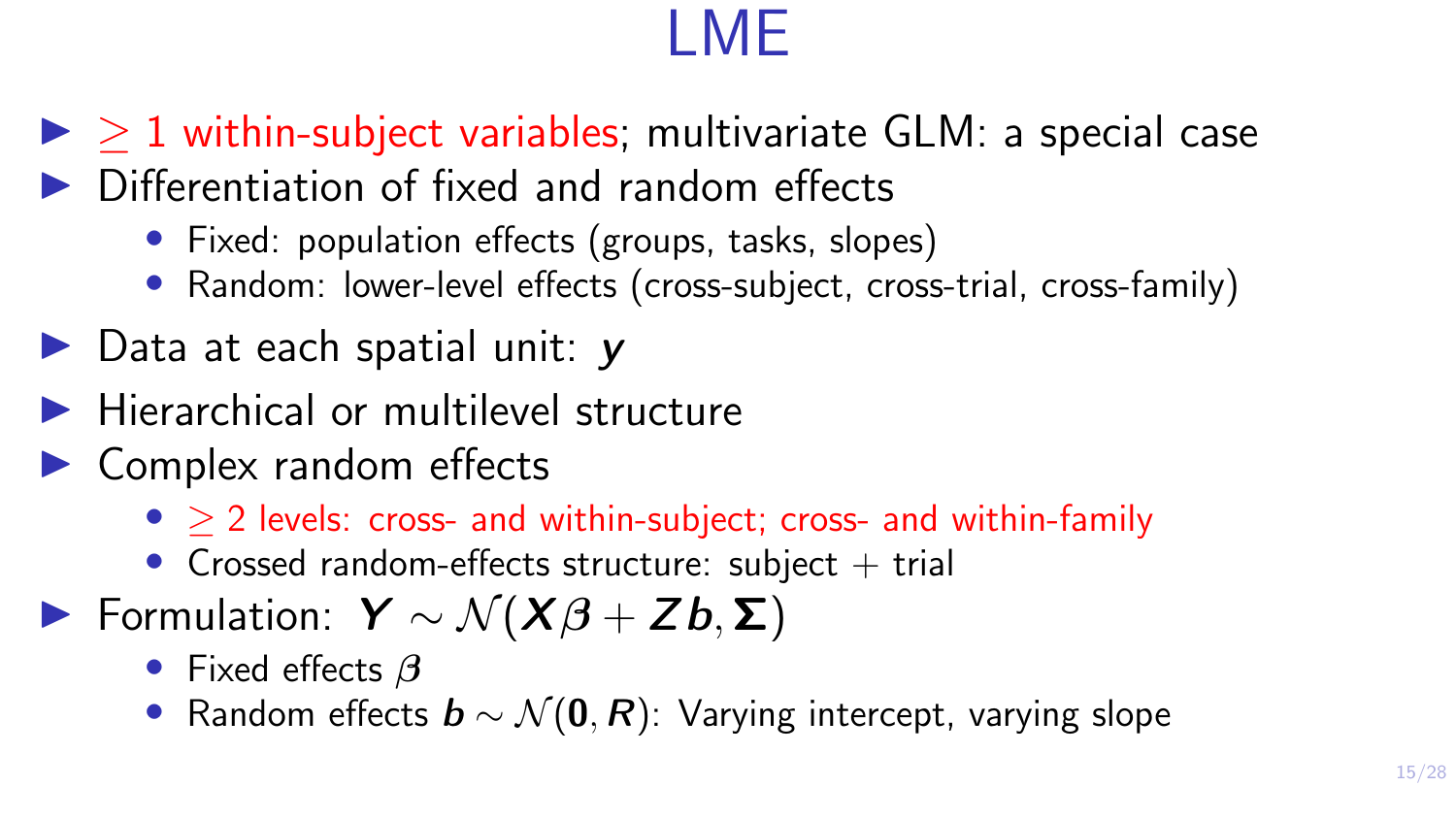# LME

- $\geq 1$ within-subject variables; multivariate GLM: a special case
- Differentiation of fixed and random effects
  - Fixed: population effects (groups, tasks, slopes)
  - Random: lower-level effects (cross-subject, cross-trial, cross-family)
- Data at each spatial unit: $\boldsymbol{y}$
- Hierarchical or multilevel structure
- Complex random effects
  - $\geq 2$ levels: cross- and within-subject; cross- and within-family
  - Crossed random-effects structure: subject + trial
- Formulation: $\boldsymbol{Y} \sim \mathcal{N}(\boldsymbol{X\beta} + \boldsymbol{Zb}, \boldsymbol{\Sigma})$
  - Fixed effects $\boldsymbol{\beta}$
  - Random effects $\boldsymbol{b} \sim \mathcal{N}(\boldsymbol{0}, \boldsymbol{R})$: Varying intercept, varying slope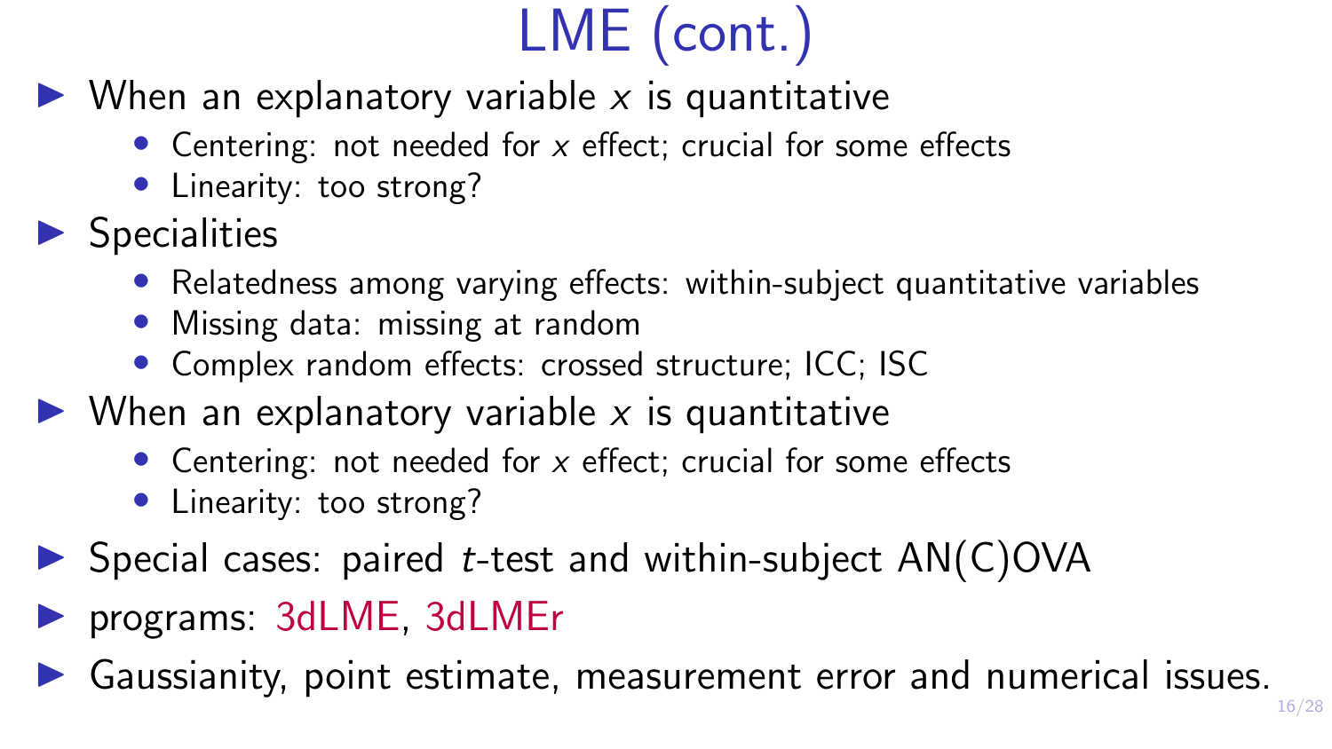# LME (cont.)

- When an explanatory variable $x$ is quantitative
  - Centering: not needed for $x$ effect; crucial for some effects
  - Linearity: too strong?
- Specialities
  - Relatedness among varying effects: within-subject quantitative variables
  - Missing data: missing at random
  - Complex random effects: crossed structure; ICC; ISC
- When an explanatory variable $x$ is quantitative
  - Centering: not needed for $x$ effect; crucial for some effects
  - Linearity: too strong?
- Special cases: paired $t$-test and within-subject AN(C)OVA
- programs: 3dLME, 3dLMEr
- Gaussianity, point estimate, measurement error and numerical issues.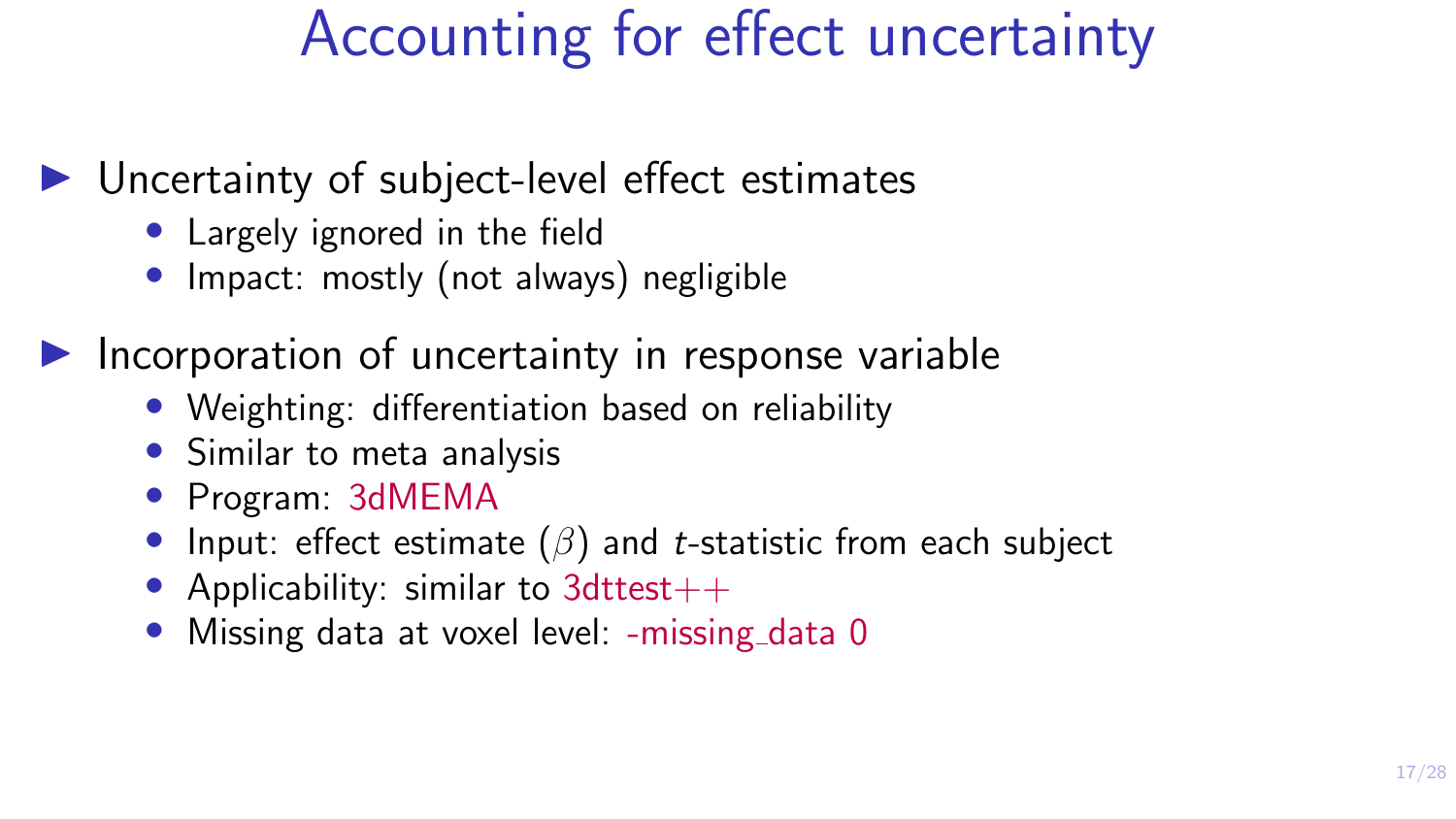# Accounting for effect uncertainty

- Uncertainty of subject-level effect estimates
  - Largely ignored in the field
  - Impact: mostly (not always) negligible
- Incorporation of uncertainty in response variable
  - Weighting: differentiation based on reliability
  - Similar to meta analysis
  - Program: 3dMEMA
  - Input: effect estimate ($\beta$) and $t$-statistic from each subject
  - Applicability: similar to 3dttest++
  - Missing data at voxel level: -missing_data 0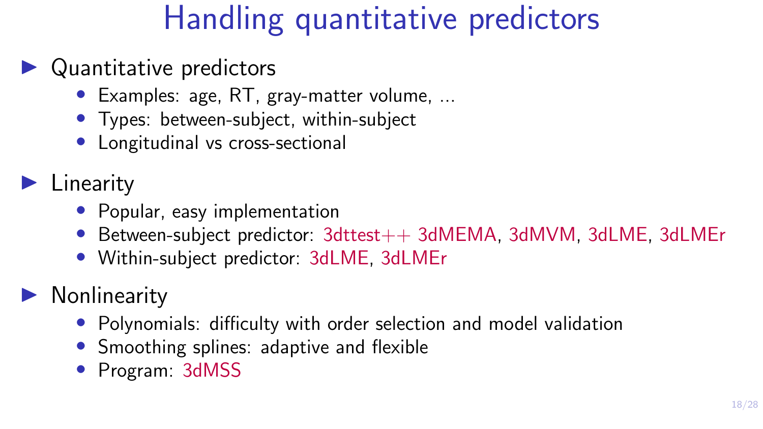# Handling quantitative predictors

- Quantitative predictors
  - Examples: age, RT, gray-matter volume, ...
  - Types: between-subject, within-subject
  - Longitudinal vs cross-sectional
- Linearity
  - Popular, easy implementation
  - Between-subject predictor: 3dttest++ 3dMEMA, 3dMVM, 3dLME, 3dLMEr
  - Within-subject predictor: 3dLME, 3dLMEr
- Nonlinearity
  - Polynomials: difficulty with order selection and model validation
  - Smoothing splines: adaptive and flexible
  - Program: 3dMSS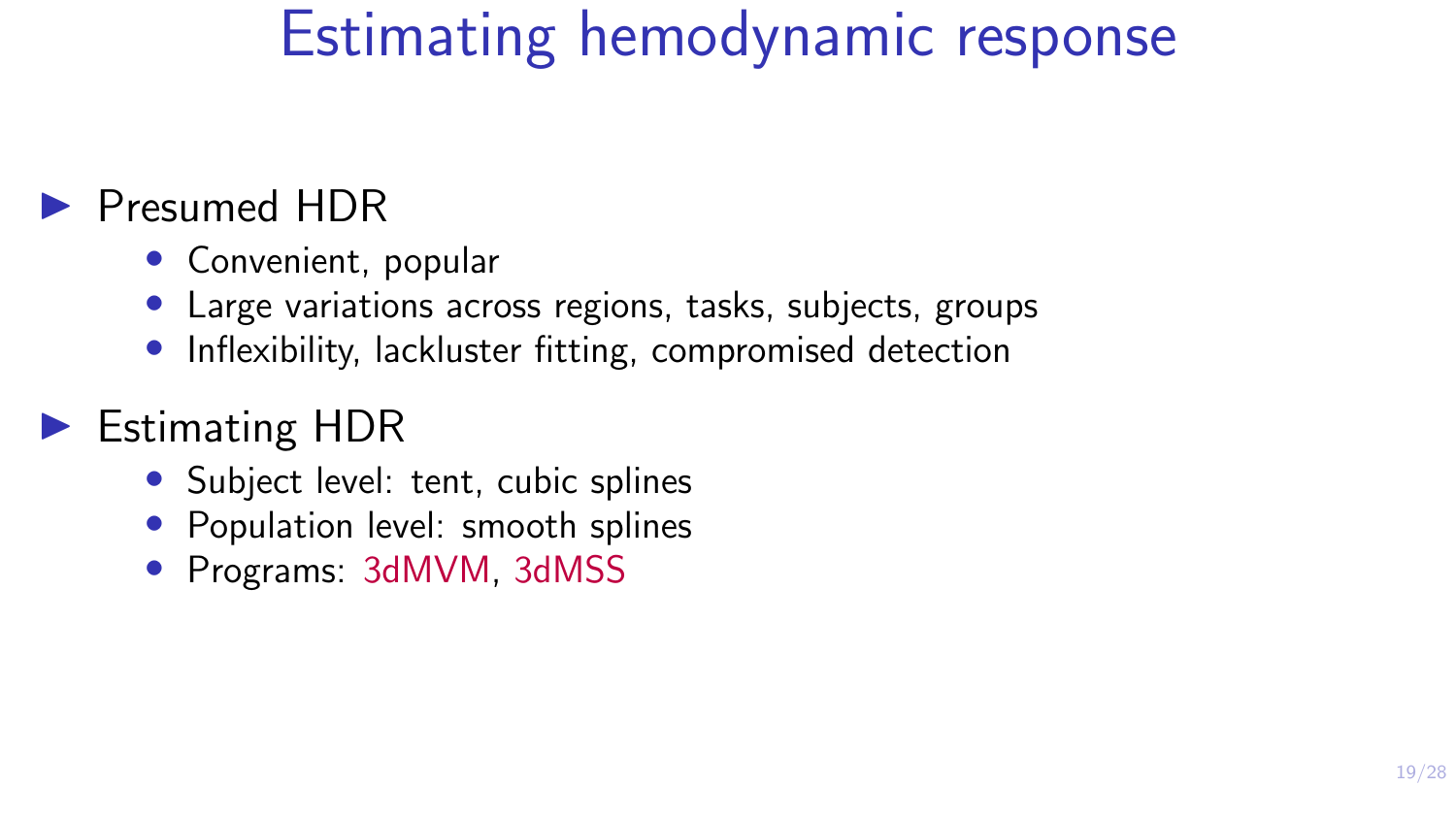# Estimating hemodynamic response

- Presumed HDR
  - Convenient, popular
  - Large variations across regions, tasks, subjects, groups
  - Inflexibility, lackluster fitting, compromised detection
- Estimating HDR
  - Subject level: tent, cubic splines
  - Population level: smooth splines
  - Programs: 3dMVM, 3dMSS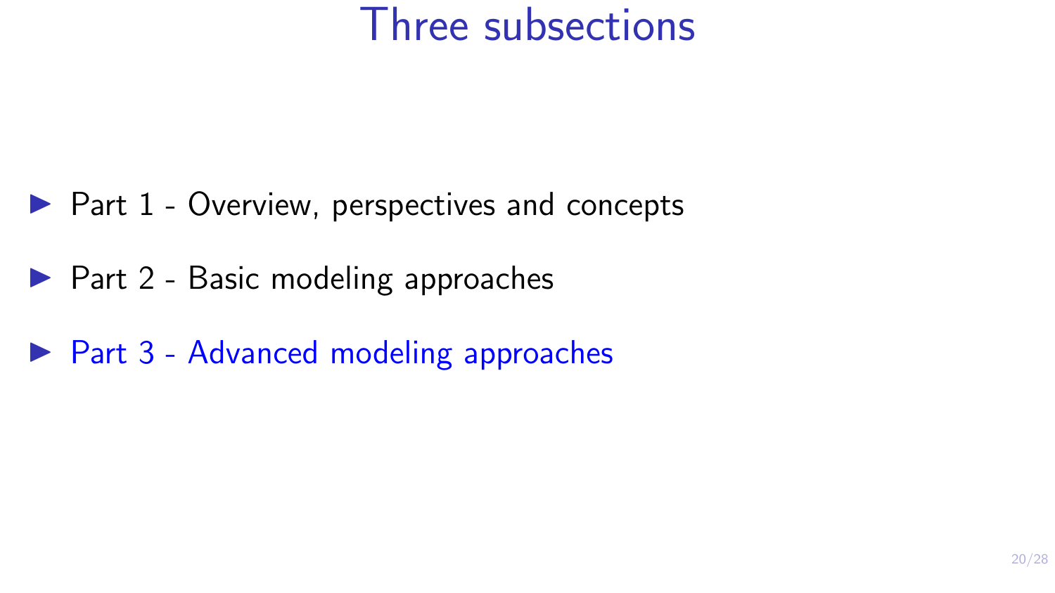# Three subsections

- Part 1 - Overview, perspectives and concepts
- Part 2 - Basic modeling approaches
- Part 3 - Advanced modeling approaches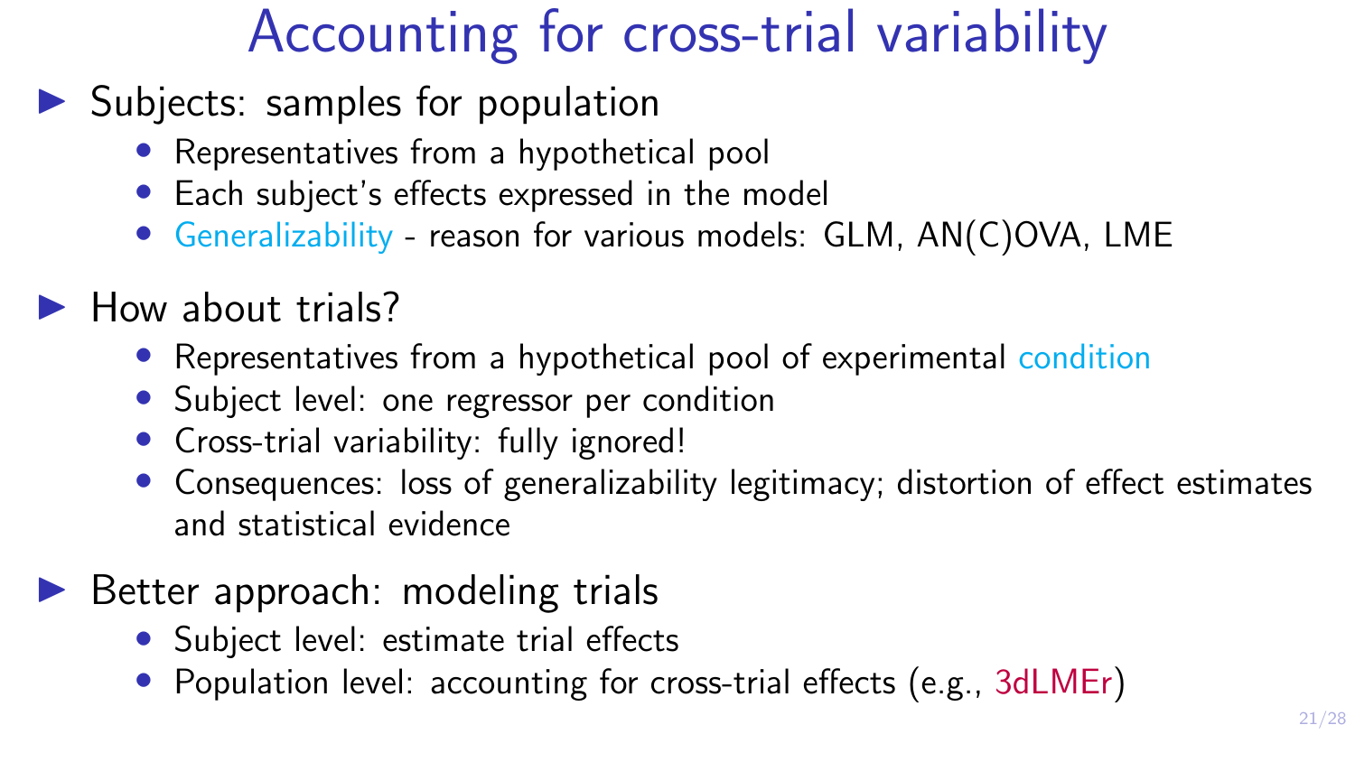# Accounting for cross-trial variability

- Subjects: samples for population
  - Representatives from a hypothetical pool
  - Each subject's effects expressed in the model
  - Generalizability - reason for various models: GLM, AN(C)OVA, LME
- How about trials?
  - Representatives from a hypothetical pool of experimental condition
  - Subject level: one regressor per condition
  - Cross-trial variability: fully ignored!
  - Consequences: loss of generalizability legitimacy; distortion of effect estimates and statistical evidence
- Better approach: modeling trials
  - Subject level: estimate trial effects
  - Population level: accounting for cross-trial effects (e.g., 3dLMEr)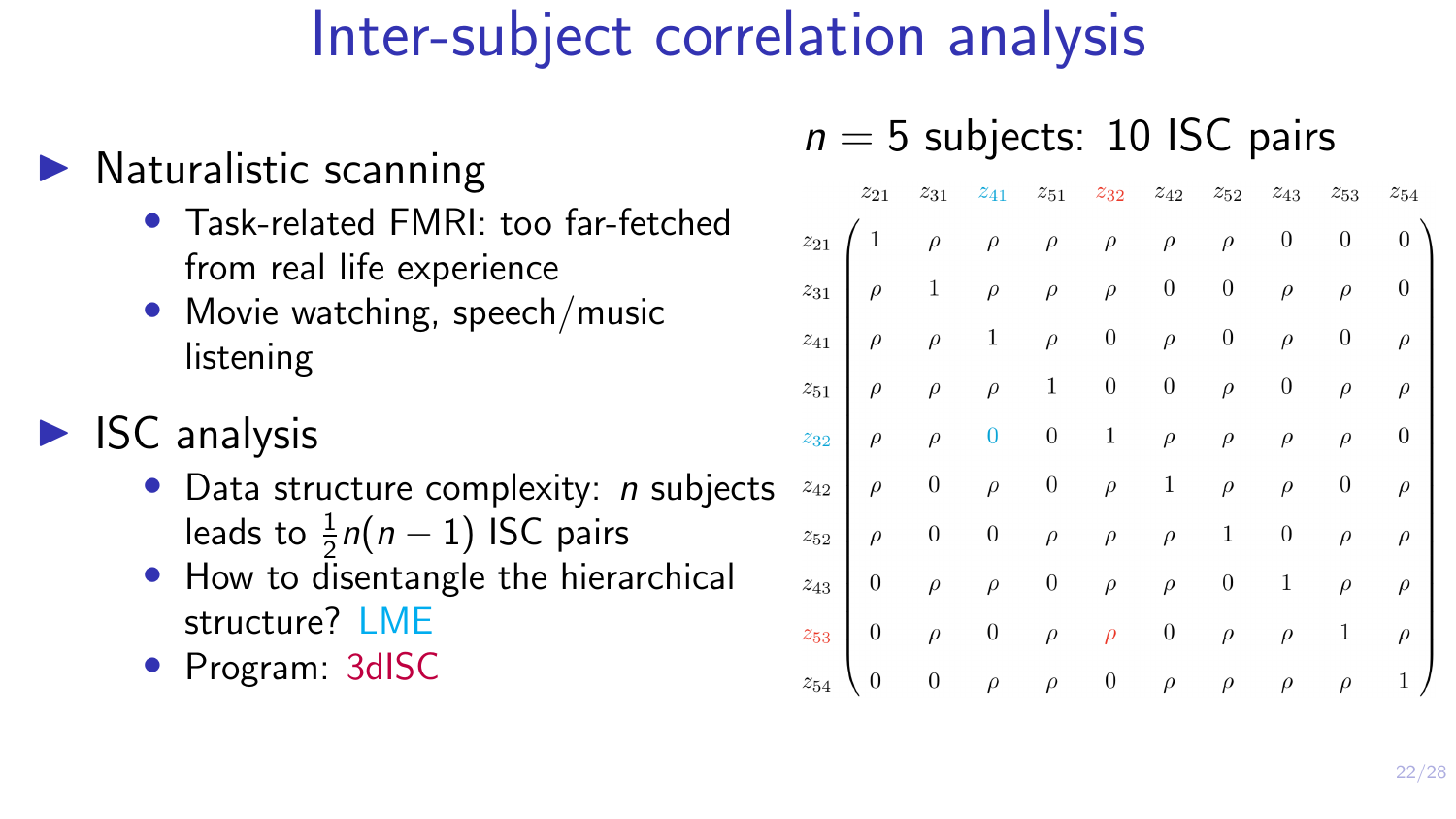# Inter-subject correlation analysis

- Naturalistic scanning
  - Task-related FMRI: too far-fetched from real life experience
  - Movie watching, speech/music listening
- ISC analysis
  - Data structure complexity: $n$ subjects leads to $\frac{1}{2}n(n-1)$ ISC pairs
  - How to disentangle the hierarchical structure? LME
  - Program: 3dISC

$n = 5$ subjects: 10 ISC pairs

$$
\begin{array}{c|cccccccccc}
 & z_{21} & z_{31} & z_{41} & z_{51} & z_{32} & z_{42} & z_{52} & z_{43} & z_{53} & z_{54} \\
\hline
z_{21} & 1 & \rho & \rho & \rho & \rho & \rho & \rho & 0 & 0 & 0 \\
z_{31} & \rho & 1 & \rho & \rho & \rho & 0 & 0 & \rho & \rho & 0 \\
z_{41} & \rho & \rho & 1 & \rho & 0 & \rho & 0 & \rho & 0 & \rho \\
z_{51} & \rho & \rho & \rho & 1 & 0 & 0 & \rho & 0 & \rho & \rho \\
z_{32} & \rho & \rho & 0 & 0 & 1 & \rho & \rho & \rho & \rho & 0 \\
z_{42} & \rho & 0 & \rho & 0 & \rho & 1 & \rho & \rho & 0 & \rho \\
z_{52} & \rho & 0 & 0 & \rho & \rho & \rho & 1 & 0 & \rho & \rho \\
z_{43} & 0 & \rho & \rho & 0 & \rho & \rho & 0 & 1 & \rho & \rho \\
z_{53} & 0 & \rho & 0 & \rho & \rho & 0 & \rho & \rho & 1 & \rho \\
z_{54} & 0 & 0 & \rho & \rho & 0 & \rho & \rho & \rho & \rho & 1
\end{array}
$$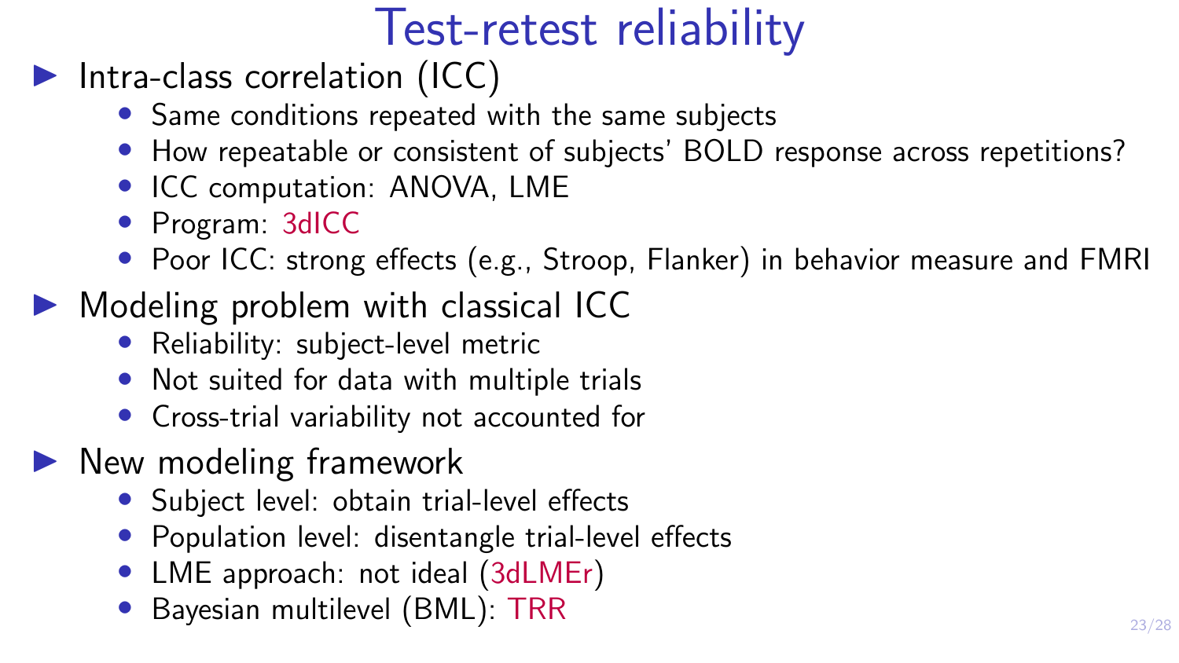# Test-retest reliability

- Intra-class correlation (ICC)
  - Same conditions repeated with the same subjects
  - How repeatable or consistent of subjects' BOLD response across repetitions?
  - ICC computation: ANOVA, LME
  - Program: 3dICC
  - Poor ICC: strong effects (e.g., Stroop, Flanker) in behavior measure and FMRI
- Modeling problem with classical ICC
  - Reliability: subject-level metric
  - Not suited for data with multiple trials
  - Cross-trial variability not accounted for
- New modeling framework
  - Subject level: obtain trial-level effects
  - Population level: disentangle trial-level effects
  - LME approach: not ideal (3dLMEr)
  - Bayesian multilevel (BML): TRR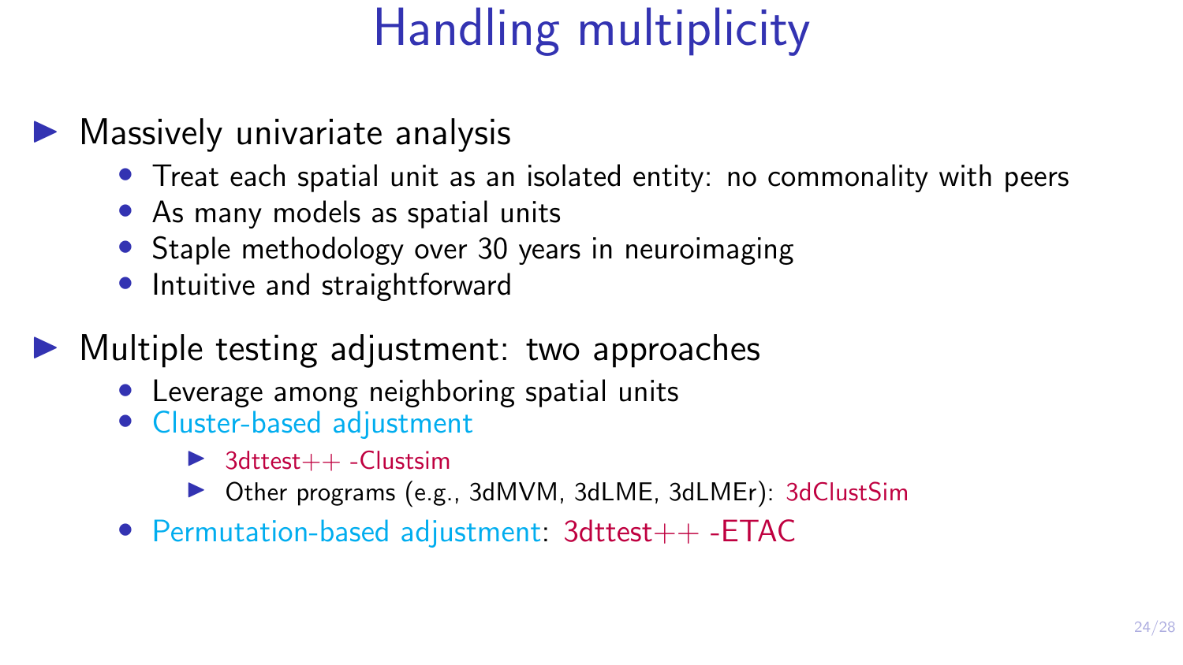# Handling multiplicity

- Massively univariate analysis
  - Treat each spatial unit as an isolated entity: no commonality with peers
  - As many models as spatial units
  - Staple methodology over 30 years in neuroimaging
  - Intuitive and straightforward
- Multiple testing adjustment: two approaches
  - Leverage among neighboring spatial units
  - Cluster-based adjustment
    - 3dttest++ -Clustsim
    - Other programs (e.g., 3dMVM, 3dLME, 3dLMEr): 3dClustSim
  - Permutation-based adjustment: 3dttest++ -ETAC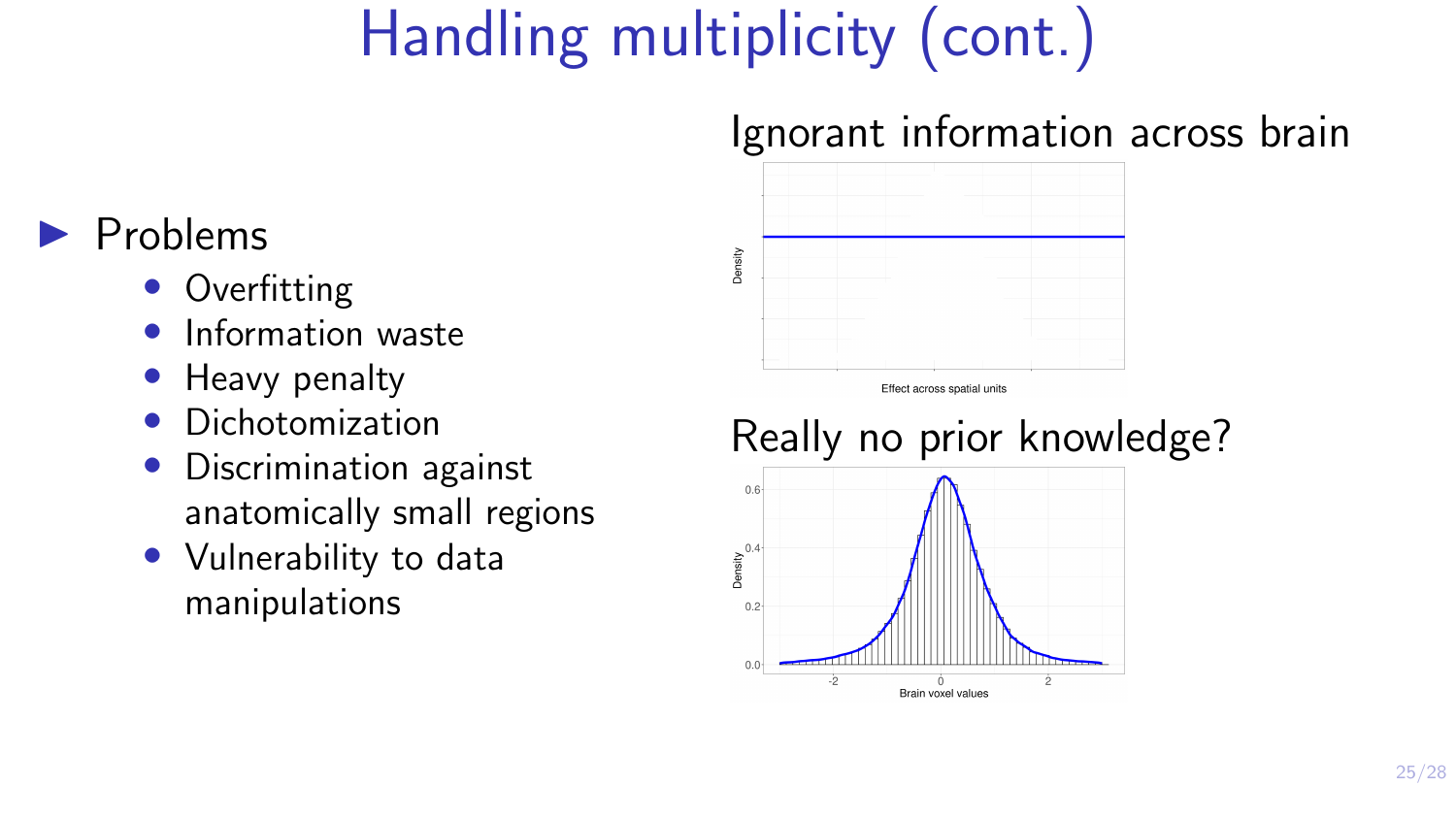# Handling multiplicity (cont.)

- Problems
  - Overfitting
  - Information waste
  - Heavy penalty
  - Dichotomization
  - Discrimination against anatomically small regions
  - Vulnerability to data manipulations

Ignorant information across brain

Really no prior knowledge?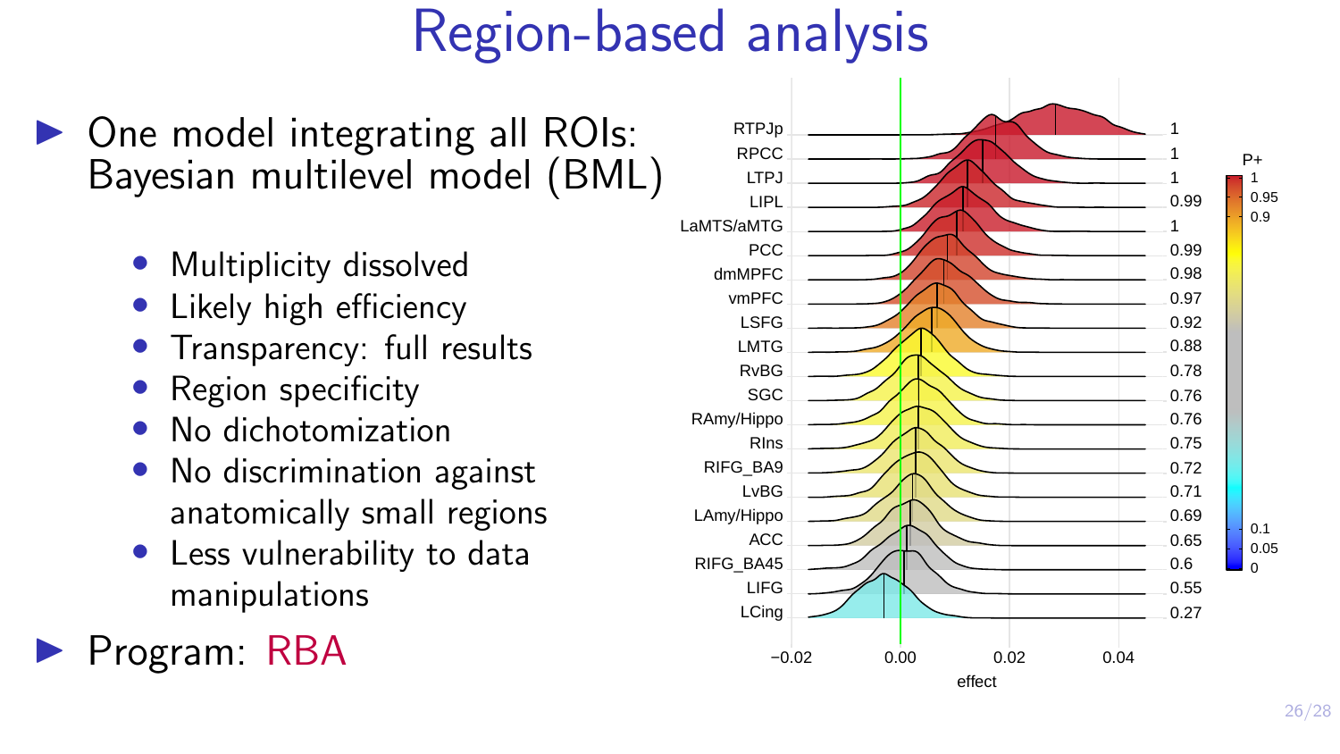# Region-based analysis

- One model integrating all ROIs: Bayesian multilevel model (BML)
  - Multiplicity dissolved
  - Likely high efficiency
  - Transparency: full results
  - Region specificity
  - No dichotomization
  - No discrimination against anatomically small regions
  - Less vulnerability to data manipulations
- Program: RBA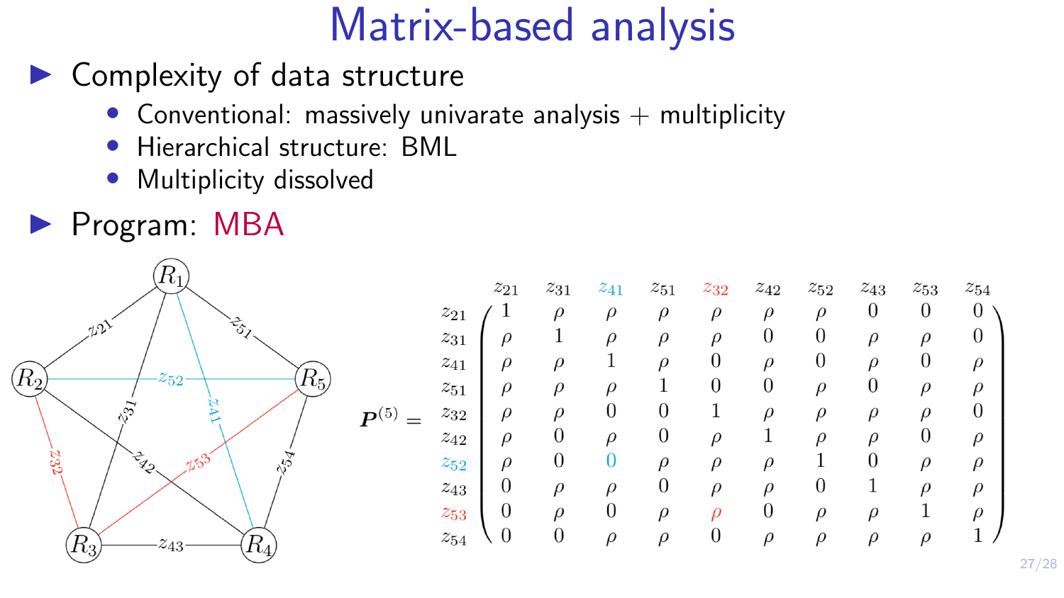# Matrix-based analysis

- Complexity of data structure
  - Conventional: massively univarate analysis + multiplicity
  - Hierarchical structure: BML
  - Multiplicity dissolved
- Program: MBA

$$
\boldsymbol{P}^{(5)} = \begin{pmatrix}
1 & \rho & \rho & \rho & \rho & \rho & \rho & 0 & 0 & 0 \\
\rho & 1 & \rho & \rho & \rho & 0 & 0 & \rho & \rho & 0 \\
\rho & \rho & 1 & \rho & 0 & \rho & 0 & \rho & 0 & \rho \\
\rho & \rho & \rho & 1 & 0 & 0 & \rho & 0 & \rho & \rho \\
\rho & \rho & 0 & 0 & 1 & \rho & \rho & \rho & \rho & 0 \\
\rho & 0 & \rho & 0 & \rho & 1 & \rho & \rho & 0 & \rho \\
\rho & 0 & 0 & \rho & \rho & \rho & 1 & 0 & \rho & \rho \\
0 & \rho & \rho & 0 & \rho & \rho & 0 & 1 & \rho & \rho \\
0 & \rho & 0 & \rho & \rho & 0 & \rho & \rho & 1 & \rho \\
0 & 0 & \rho & \rho & 0 & \rho & \rho & \rho & \rho & 1
\end{pmatrix}
$$

Rows and columns are ordered as $z_{21}, z_{31}, z_{41}, z_{51}, z_{32}, z_{42}, z_{52}, z_{43}, z_{53}, z_{54}$.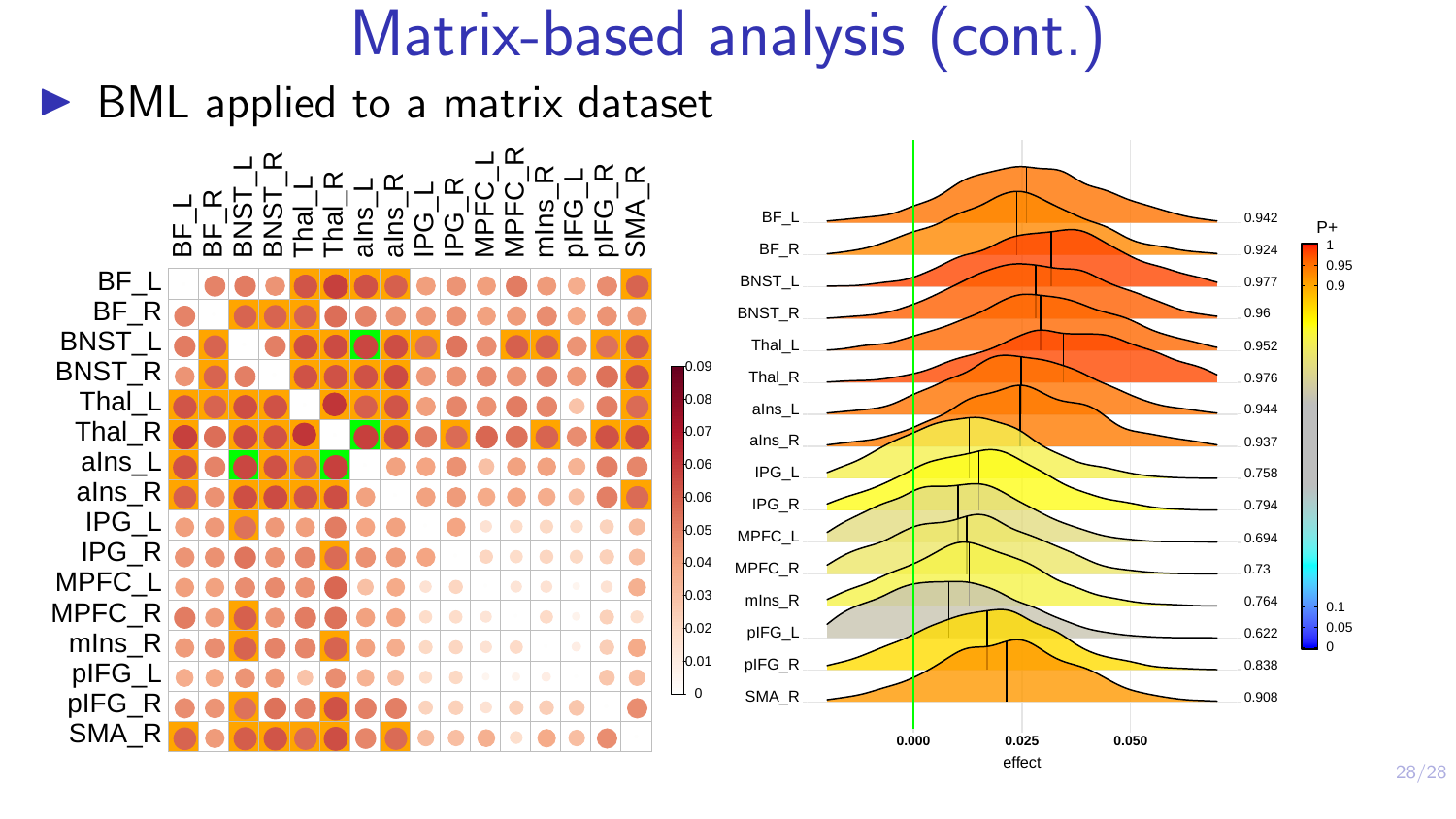# Matrix-based analysis (cont.)

- BML applied to a matrix dataset

BF_L BF_R BNST_L BNST_R Thal_L Thal_R aIns_L aIns_R IPG_L IPG_R MPFC_L MPFC_R mIns_R pIFG_L pIFG_R SMA_R

0.09
0.08
0.07
0.06
0.06
0.05
0.04
0.03
0.02
0.01
0

BF_L 0.942
BF_R 0.924
BNST_L 0.977
BNST_R 0.96
Thal_L 0.952
Thal_R 0.976
aIns_L 0.944
aIns_R 0.937
IPG_L 0.758
IPG_R 0.794
MPFC_L 0.694
MPFC_R 0.73
mIns_R 0.764
pIFG_L 0.622
pIFG_R 0.838
SMA_R 0.908

0.000 0.025 0.050
effect

P+
1
0.95
0.9
0.1
0.05
0